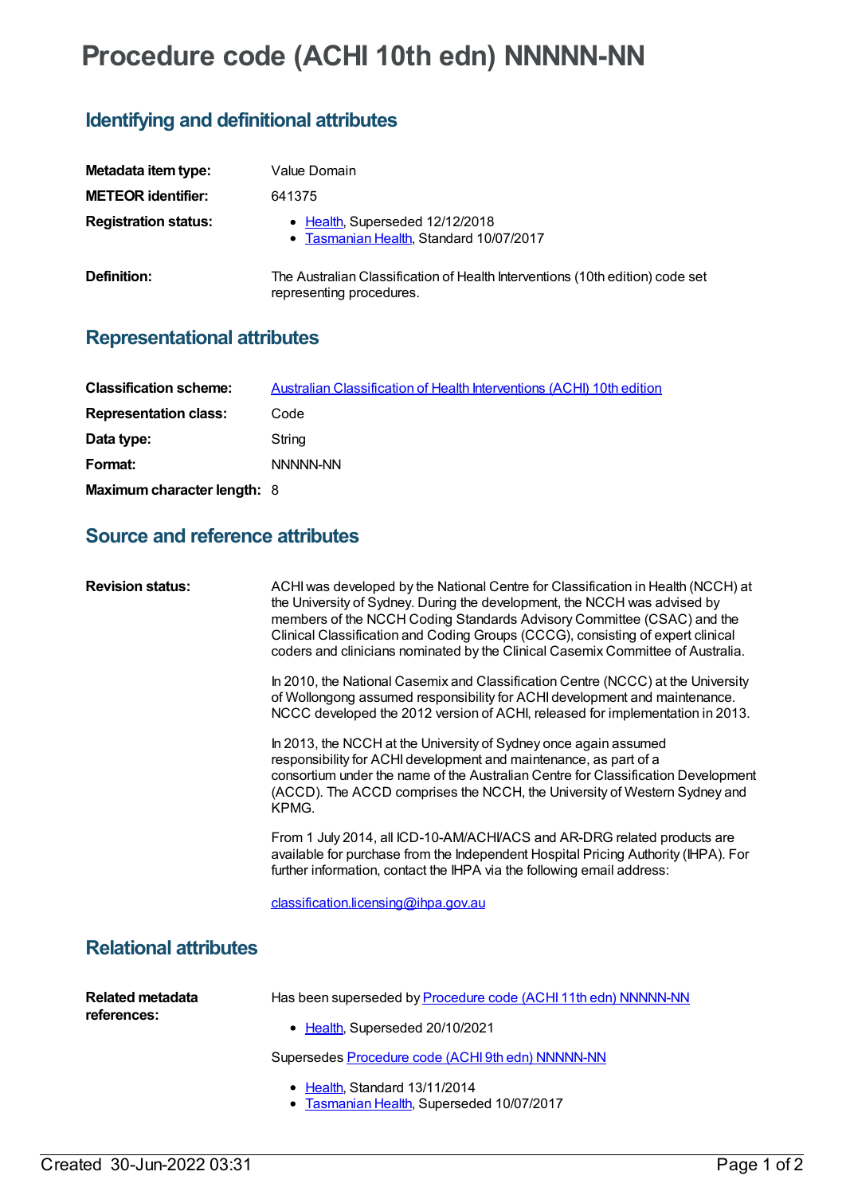# Procedure code (ACHI 10th edn) NNNNN-NN

## Identifying and definitional attributes

**Metadata item type:** Value Domain

**METEOR identifier:** 641375

**Registration status:**
- Health, Superseded 12/12/2018
- Tasmanian Health, Standard 10/07/2017

**Definition:** The Australian Classification of Health Interventions (10th edition) code set representing procedures.

## Representational attributes

**Classification scheme:** Australian Classification of Health Interventions (ACHI) 10th edition

**Representation class:** Code

**Data type:** String

**Format:** NNNNN-NN

**Maximum character length:** 8

## Source and reference attributes

**Revision status:** ACHI was developed by the National Centre for Classification in Health (NCCH) at the University of Sydney. During the development, the NCCH was advised by members of the NCCH Coding Standards Advisory Committee (CSAC) and the Clinical Classification and Coding Groups (CCCG), consisting of expert clinical coders and clinicians nominated by the Clinical Casemix Committee of Australia.

In 2010, the National Casemix and Classification Centre (NCCC) at the University of Wollongong assumed responsibility for ACHI development and maintenance. NCCC developed the 2012 version of ACHI, released for implementation in 2013.

In 2013, the NCCH at the University of Sydney once again assumed responsibility for ACHI development and maintenance, as part of a consortium under the name of the Australian Centre for Classification Development (ACCD). The ACCD comprises the NCCH, the University of Western Sydney and KPMG.

From 1 July 2014, all ICD-10-AM/ACHI/ACS and AR-DRG related products are available for purchase from the Independent Hospital Pricing Authority (IHPA). For further information, contact the IHPA via the following email address:

classification.licensing@ihpa.gov.au

## Relational attributes

**Related metadata references:**

Has been superseded by Procedure code (ACHI 11th edn) NNNNN-NN
- Health, Superseded 20/10/2021

Supersedes Procedure code (ACHI 9th edn) NNNNN-NN
- Health, Standard 13/11/2014
- Tasmanian Health, Superseded 10/07/2017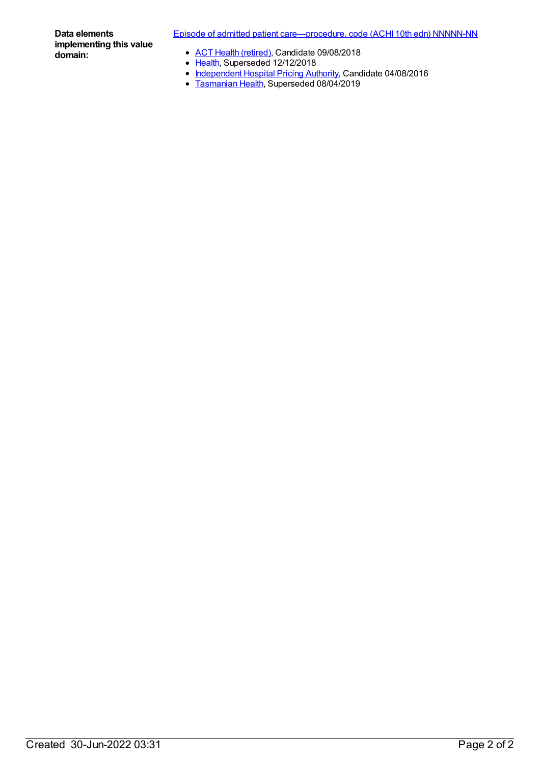**Data elements implementing this value domain:**

Episode of admitted patient care—procedure, code (ACHI 10th edn) NNNNN-NN

- ACT Health (retired), Candidate 09/08/2018
- Health, Superseded 12/12/2018
- Independent Hospital Pricing Authority, Candidate 04/08/2016
- Tasmanian Health, Superseded 08/04/2019